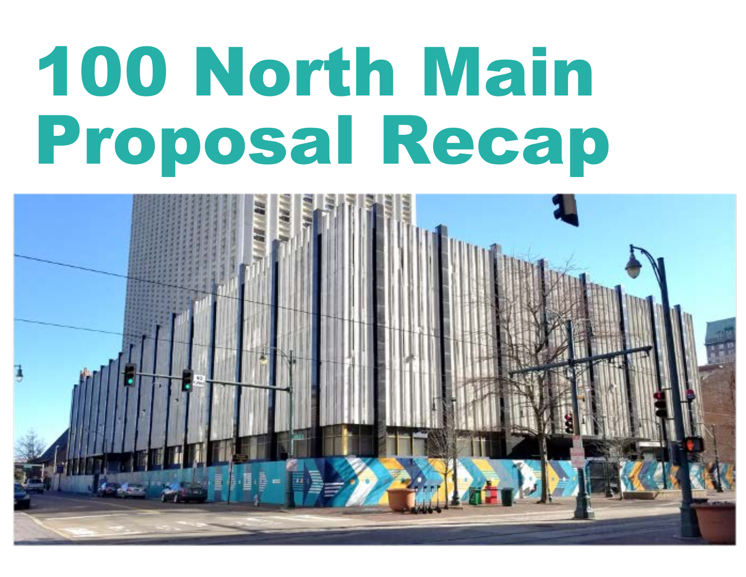# 100 North Main Proposal Recap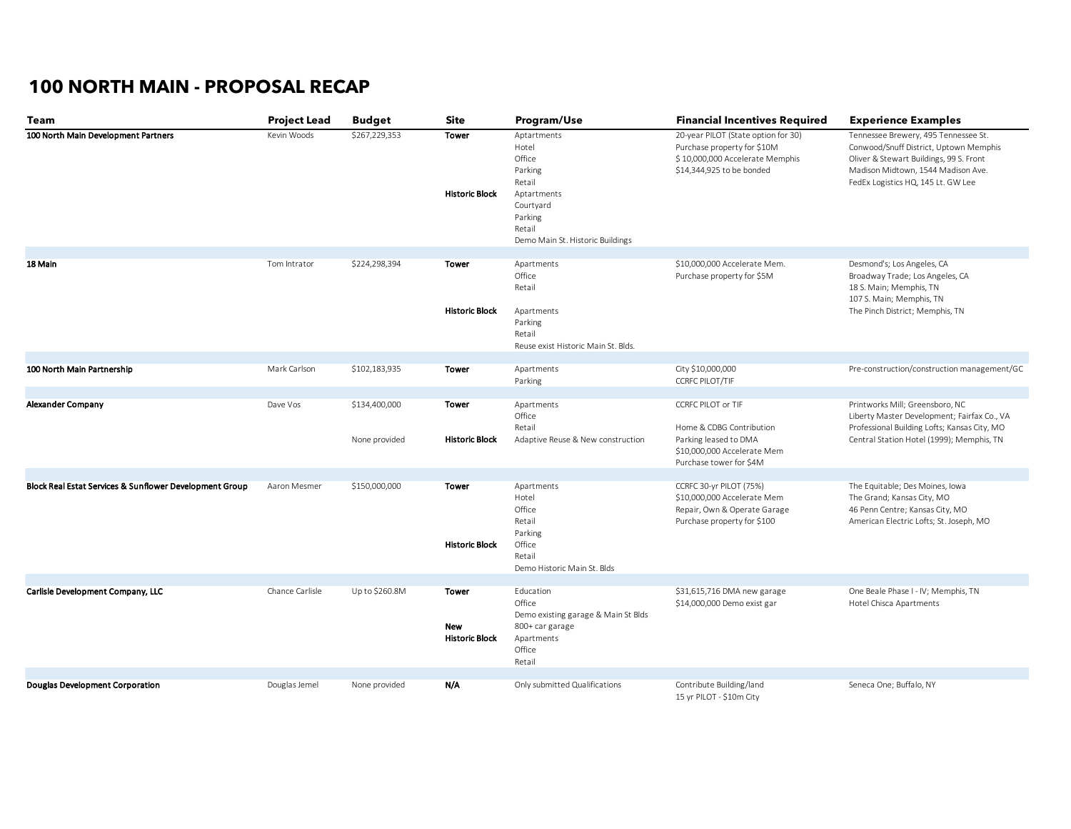# 100 NORTH MAIN - PROPOSAL RECAP

| Team | Project Lead | Budget | Site | Program/Use | Financial Incentives Required | Experience Examples |
|---|---|---|---|---|---|---|
| **100 North Main Development Partners** | Kevin Woods | $267,229,353 | **Tower** | Aptartments<br>Hotel<br>Office<br>Parking<br>Retail | 20-year PILOT (State option for 30)<br>Purchase property for $10M<br>$ 10,000,000 Accelerate Memphis<br>$14,344,925 to be bonded | Tennessee Brewery, 495 Tennessee St.<br>Conwood/Snuff District, Uptown Memphis<br>Oliver & Stewart Buildings, 99 S. Front<br>Madison Midtown, 1544 Madison Ave.<br>FedEx Logistics HQ, 145 Lt. GW Lee |
| | | | **Historic Block** | Aptartments<br>Courtyard<br>Parking<br>Retail<br>Demo Main St. Historic Buildings | | |
| **18 Main** | Tom Intrator | $224,298,394 | **Tower** | Apartments<br>Office<br>Retail | $10,000,000 Accelerate Mem.<br>Purchase property for $5M | Desmond's; Los Angeles, CA<br>Broadway Trade; Los Angeles, CA<br>18 S. Main; Memphis, TN<br>107 S. Main; Memphis, TN<br>The Pinch District; Memphis, TN |
| | | | **Historic Block** | Apartments<br>Parking<br>Retail<br>Reuse exist Historic Main St. Blds. | | |
| **100 North Main Partnership** | Mark Carlson | $102,183,935 | **Tower** | Apartments<br>Parking | City $10,000,000<br>CCRFC PILOT/TIF | Pre-construction/construction management/GC |
| **Alexander Company** | Dave Vos | $134,400,000 | **Tower** | Apartments<br>Office<br>Retail | CCRFC PILOT or TIF | Printworks Mill; Greensboro, NC<br>Liberty Master Development; Fairfax Co., VA<br>Professional Building Lofts; Kansas City, MO<br>Central Station Hotel (1999); Memphis, TN |
| | | None provided | **Historic Block** | Adaptive Reuse & New construction | Home & CDBG Contribution<br>Parking leased to DMA<br>$10,000,000 Accelerate Mem<br>Purchase tower for $4M | |
| **Block Real Estat Services & Sunflower Development Group** | Aaron Mesmer | $150,000,000 | **Tower** | Apartments<br>Hotel<br>Office<br>Retail<br>Parking | CCRFC 30-yr PILOT (75%)<br>$10,000,000 Accelerate Mem<br>Repair, Own & Operate Garage<br>Purchase property for $100 | The Equitable; Des Moines, Iowa<br>The Grand; Kansas City, MO<br>46 Penn Centre; Kansas City, MO<br>American Electric Lofts; St. Joseph, MO |
| | | | **Historic Block** | Office<br>Retail<br>Demo Historic Main St. Blds | | |
| **Carlisle Development Company, LLC** | Chance Carlisle | Up to $260.8M | **Tower** | Education<br>Office<br>Demo existing garage & Main St Blds | $31,615,716 DMA new garage<br>$14,000,000 Demo exist gar | One Beale Phase I - IV; Memphis, TN<br>Hotel Chisca Apartments |
| | | | **New** | 800+ car garage | | |
| | | | **Historic Block** | Apartments<br>Office<br>Retail | | |
| **Douglas Development Corporation** | Douglas Jemel | None provided | **N/A** | Only submitted Qualifications | Contribute Building/land<br>15 yr PILOT - $10m City | Seneca One; Buffalo, NY |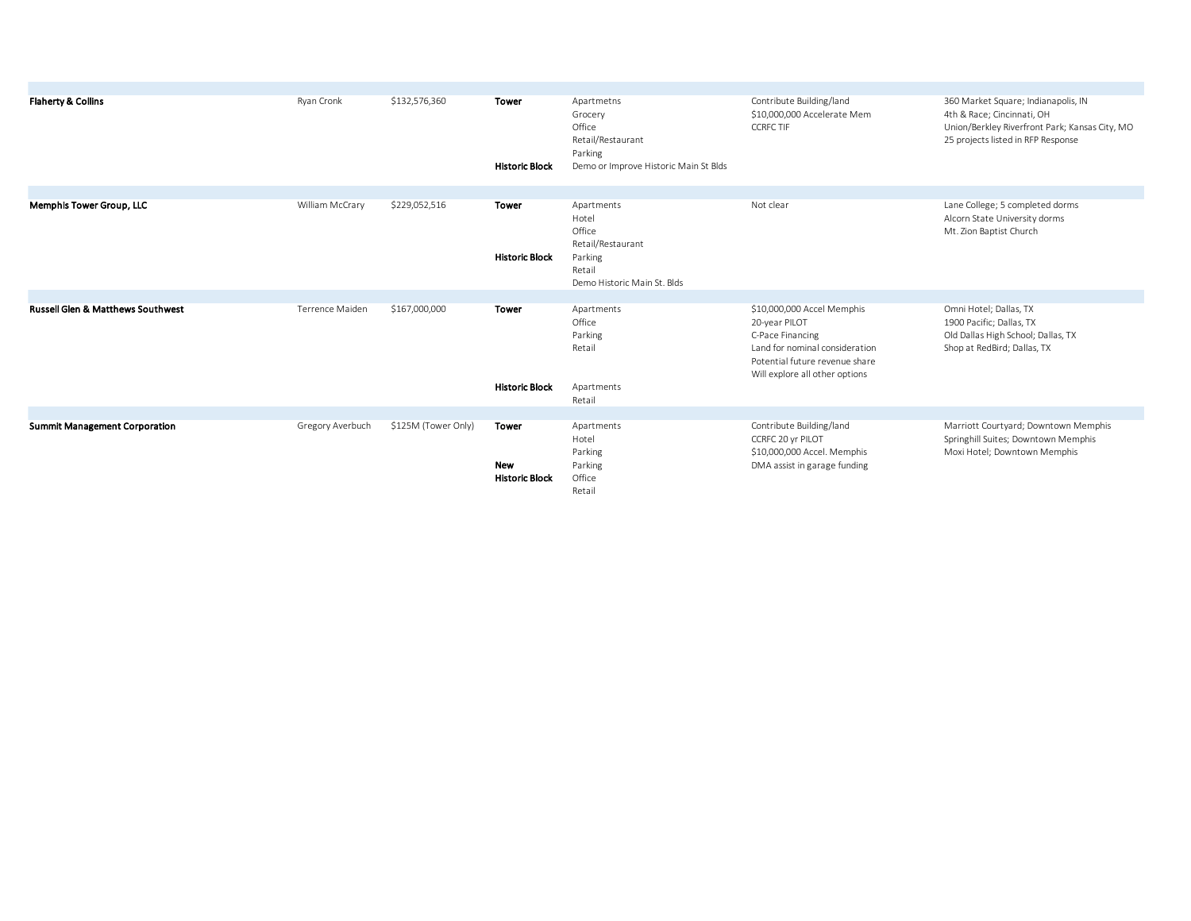| | | | | | | |
|---|---|---|---|---|---|---|
| **Flaherty & Collins** | Ryan Cronk | $132,576,360 | **Tower** | Apartmetns<br>Grocery<br>Office<br>Retail/Restaurant<br>Parking | Contribute Building/land<br>$10,000,000 Accelerate Mem<br>CCRFC TIF | 360 Market Square; Indianapolis, IN<br>4th & Race; Cincinnati, OH<br>Union/Berkley Riverfront Park; Kansas City, MO<br>25 projects listed in RFP Response |
| | | | **Historic Block** | Demo or Improve Historic Main St Blds | | |
| **Memphis Tower Group, LLC** | William McCrary | $229,052,516 | **Tower** | Apartments<br>Hotel<br>Office<br>Retail/Restaurant | Not clear | Lane College; 5 completed dorms<br>Alcorn State University dorms<br>Mt. Zion Baptist Church |
| | | | **Historic Block** | Parking<br>Retail<br>Demo Historic Main St. Blds | | |
| **Russell Glen & Matthews Southwest** | Terrence Maiden | $167,000,000 | **Tower** | Apartments<br>Office<br>Parking<br>Retail | $10,000,000 Accel Memphis<br>20-year PILOT<br>C-Pace Financing<br>Land for nominal consideration<br>Potential future revenue share<br>Will explore all other options | Omni Hotel; Dallas, TX<br>1900 Pacific; Dallas, TX<br>Old Dallas High School; Dallas, TX<br>Shop at RedBird; Dallas, TX |
| | | | **Historic Block** | Apartments<br>Retail | | |
| **Summit Management Corporation** | Gregory Averbuch | $125M (Tower Only) | **Tower** | Apartments<br>Hotel<br>Parking | Contribute Building/land<br>CCRFC 20 yr PILOT<br>$10,000,000 Accel. Memphis<br>DMA assist in garage funding | Marriott Courtyard; Downtown Memphis<br>Springhill Suites; Downtown Memphis<br>Moxi Hotel; Downtown Memphis |
| | | | **New Historic Block** | Parking<br>Office<br>Retail | | |